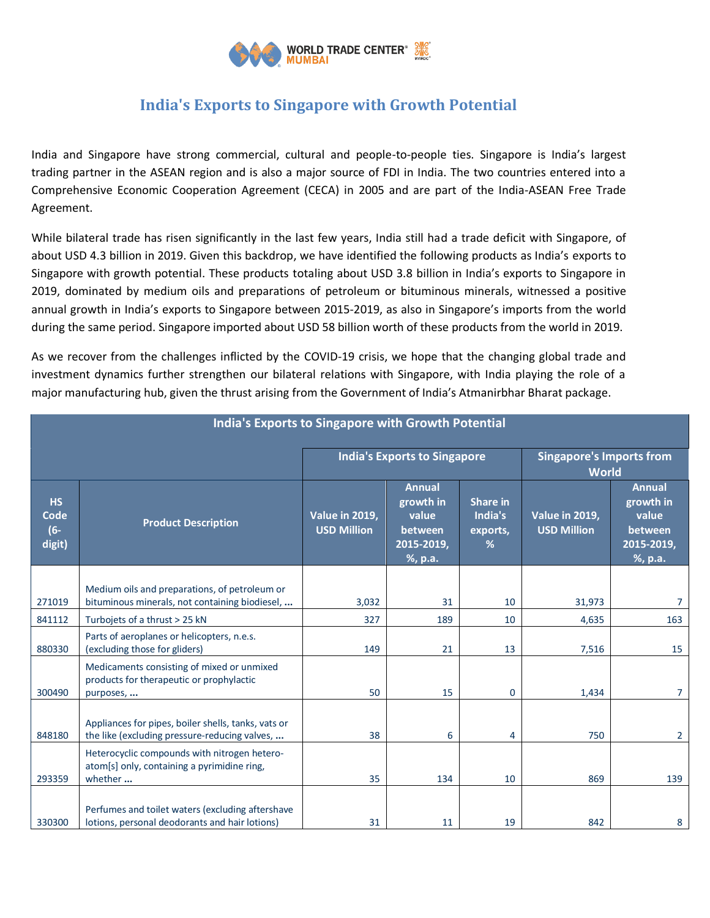# India's Exports to Singapore with Growth Potential

India and Singapore have strong commercial, cultural and people-to-people ties. Singapore is India's largest trading partner in the ASEAN region and is also a major source of FDI in India. The two countries entered into a Comprehensive Economic Cooperation Agreement (CECA) in 2005 and are part of the India-ASEAN Free Trade Agreement.

While bilateral trade has risen significantly in the last few years, India still had a trade deficit with Singapore, of about USD 4.3 billion in 2019. Given this backdrop, we have identified the following products as India's exports to Singapore with growth potential. These products totaling about USD 3.8 billion in India's exports to Singapore in 2019, dominated by medium oils and preparations of petroleum or bituminous minerals, witnessed a positive annual growth in India's exports to Singapore between 2015-2019, as also in Singapore's imports from the world during the same period. Singapore imported about USD 58 billion worth of these products from the world in 2019.

As we recover from the challenges inflicted by the COVID-19 crisis, we hope that the changing global trade and investment dynamics further strengthen our bilateral relations with Singapore, with India playing the role of a major manufacturing hub, given the thrust arising from the Government of India's Atmanirbhar Bharat package.

| India's Exports to Singapore with Growth Potential | | | | | | |
|---|---|---|---|---|---|---|
| | | India's Exports to Singapore | | | Singapore's Imports from World | |
| HS Code (6-digit) | Product Description | Value in 2019, USD Million | Annual growth in value between 2015-2019, %, p.a. | Share in India's exports, % | Value in 2019, USD Million | Annual growth in value between 2015-2019, %, p.a. |
| 271019 | Medium oils and preparations, of petroleum or bituminous minerals, not containing biodiesel, ... | 3,032 | 31 | 10 | 31,973 | 7 |
| 841112 | Turbojets of a thrust > 25 kN | 327 | 189 | 10 | 4,635 | 163 |
| 880330 | Parts of aeroplanes or helicopters, n.e.s. (excluding those for gliders) | 149 | 21 | 13 | 7,516 | 15 |
| 300490 | Medicaments consisting of mixed or unmixed products for therapeutic or prophylactic purposes, ... | 50 | 15 | 0 | 1,434 | 7 |
| 848180 | Appliances for pipes, boiler shells, tanks, vats or the like (excluding pressure-reducing valves, ... | 38 | 6 | 4 | 750 | 2 |
| 293359 | Heterocyclic compounds with nitrogen hetero-atom[s] only, containing a pyrimidine ring, whether ... | 35 | 134 | 10 | 869 | 139 |
| 330300 | Perfumes and toilet waters (excluding aftershave lotions, personal deodorants and hair lotions) | 31 | 11 | 19 | 842 | 8 |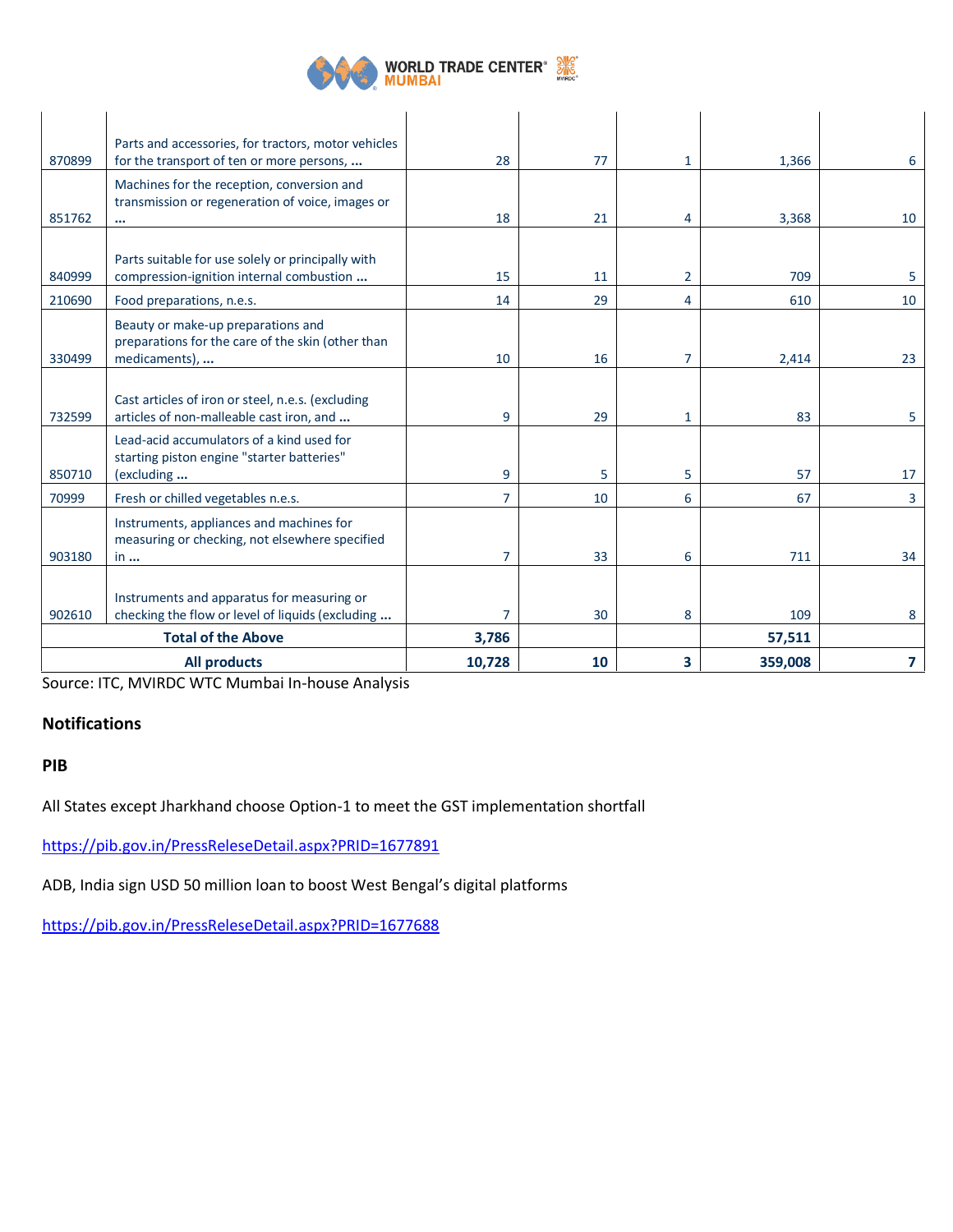| | | | | | | |
|---|---|---|---|---|---|---|
| 870899 | Parts and accessories, for tractors, motor vehicles for the transport of ten or more persons, ... | 28 | 77 | 1 | 1,366 | 6 |
| 851762 | Machines for the reception, conversion and transmission or regeneration of voice, images or ... | 18 | 21 | 4 | 3,368 | 10 |
| 840999 | Parts suitable for use solely or principally with compression-ignition internal combustion ... | 15 | 11 | 2 | 709 | 5 |
| 210690 | Food preparations, n.e.s. | 14 | 29 | 4 | 610 | 10 |
| 330499 | Beauty or make-up preparations and preparations for the care of the skin (other than medicaments), ... | 10 | 16 | 7 | 2,414 | 23 |
| 732599 | Cast articles of iron or steel, n.e.s. (excluding articles of non-malleable cast iron, and ... | 9 | 29 | 1 | 83 | 5 |
| 850710 | Lead-acid accumulators of a kind used for starting piston engine "starter batteries" (excluding ... | 9 | 5 | 5 | 57 | 17 |
| 70999 | Fresh or chilled vegetables n.e.s. | 7 | 10 | 6 | 67 | 3 |
| 903180 | Instruments, appliances and machines for measuring or checking, not elsewhere specified in ... | 7 | 33 | 6 | 711 | 34 |
| 902610 | Instruments and apparatus for measuring or checking the flow or level of liquids (excluding ... | 7 | 30 | 8 | 109 | 8 |
| **Total of the Above** | | **3,786** | | | **57,511** | |
| **All products** | | **10,728** | **10** | **3** | **359,008** | **7** |

Source: ITC, MVIRDC WTC Mumbai In-house Analysis

**Notifications**

**PIB**

All States except Jharkhand choose Option-1 to meet the GST implementation shortfall

https://pib.gov.in/PressReleseDetail.aspx?PRID=1677891

ADB, India sign USD 50 million loan to boost West Bengal's digital platforms

https://pib.gov.in/PressReleseDetail.aspx?PRID=1677688